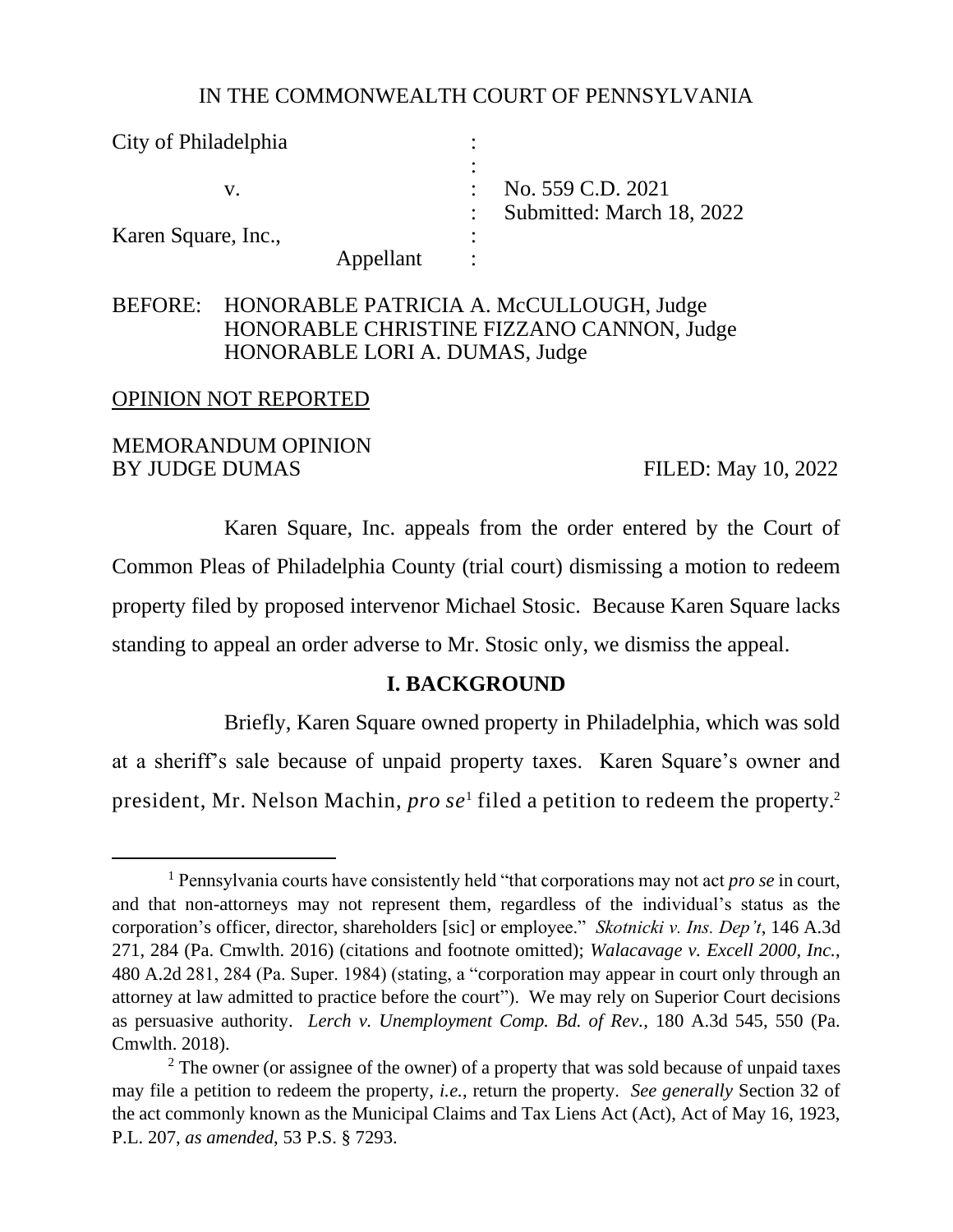IN THE COMMONWEALTH COURT OF PENNSYLVANIA

| | | |
|---|---|---|
| City of Philadelphia | : | |
| | : | |
| v. | : | No. 559 C.D. 2021 |
| | : | Submitted: March 18, 2022 |
| Karen Square, Inc., | : | |
| Appellant | : | |

BEFORE: HONORABLE PATRICIA A. McCULLOUGH, Judge
HONORABLE CHRISTINE FIZZANO CANNON, Judge
HONORABLE LORI A. DUMAS, Judge

OPINION NOT REPORTED

MEMORANDUM OPINION
BY JUDGE DUMAS FILED: May 10, 2022

Karen Square, Inc. appeals from the order entered by the Court of Common Pleas of Philadelphia County (trial court) dismissing a motion to redeem property filed by proposed intervenor Michael Stosic. Because Karen Square lacks standing to appeal an order adverse to Mr. Stosic only, we dismiss the appeal.

## I. BACKGROUND

Briefly, Karen Square owned property in Philadelphia, which was sold at a sheriff's sale because of unpaid property taxes. Karen Square's owner and president, Mr. Nelson Machin, *pro se*[1] filed a petition to redeem the property.[2]

---

[1] Pennsylvania courts have consistently held "that corporations may not act *pro se* in court, and that non-attorneys may not represent them, regardless of the individual's status as the corporation's officer, director, shareholders [sic] or employee." *Skotnicki v. Ins. Dep't*, 146 A.3d 271, 284 (Pa. Cmwlth. 2016) (citations and footnote omitted); *Walacavage v. Excell 2000, Inc.*, 480 A.2d 281, 284 (Pa. Super. 1984) (stating, a "corporation may appear in court only through an attorney at law admitted to practice before the court"). We may rely on Superior Court decisions as persuasive authority. *Lerch v. Unemployment Comp. Bd. of Rev.*, 180 A.3d 545, 550 (Pa. Cmwlth. 2018).

[2] The owner (or assignee of the owner) of a property that was sold because of unpaid taxes may file a petition to redeem the property, *i.e.*, return the property. *See generally* Section 32 of the act commonly known as the Municipal Claims and Tax Liens Act (Act), Act of May 16, 1923, P.L. 207, *as amended*, 53 P.S. § 7293.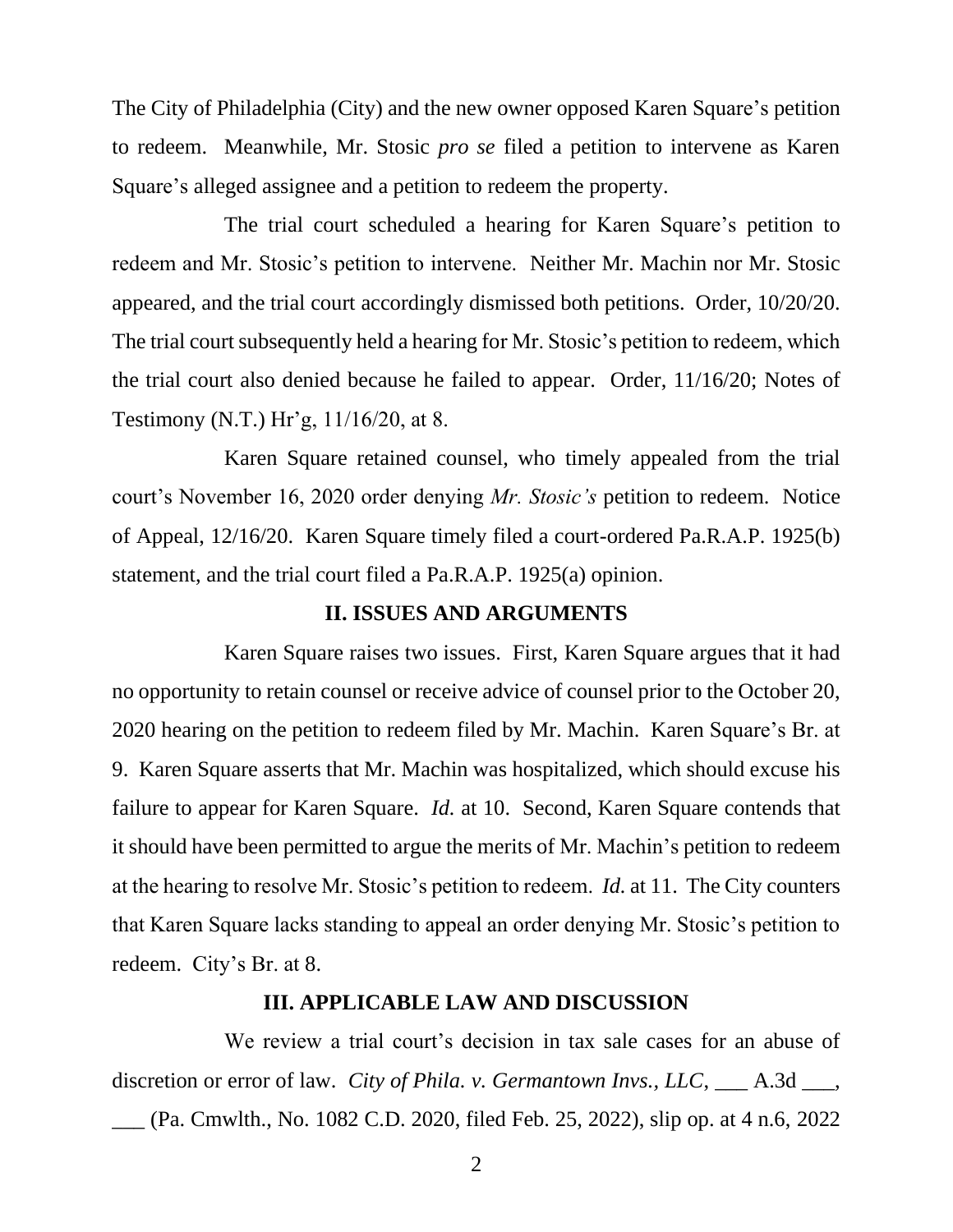The City of Philadelphia (City) and the new owner opposed Karen Square's petition to redeem. Meanwhile, Mr. Stosic *pro se* filed a petition to intervene as Karen Square's alleged assignee and a petition to redeem the property.

The trial court scheduled a hearing for Karen Square's petition to redeem and Mr. Stosic's petition to intervene. Neither Mr. Machin nor Mr. Stosic appeared, and the trial court accordingly dismissed both petitions. Order, 10/20/20. The trial court subsequently held a hearing for Mr. Stosic's petition to redeem, which the trial court also denied because he failed to appear. Order, 11/16/20; Notes of Testimony (N.T.) Hr'g, 11/16/20, at 8.

Karen Square retained counsel, who timely appealed from the trial court's November 16, 2020 order denying *Mr. Stosic's* petition to redeem. Notice of Appeal, 12/16/20. Karen Square timely filed a court-ordered Pa.R.A.P. 1925(b) statement, and the trial court filed a Pa.R.A.P. 1925(a) opinion.

## II. ISSUES AND ARGUMENTS

Karen Square raises two issues. First, Karen Square argues that it had no opportunity to retain counsel or receive advice of counsel prior to the October 20, 2020 hearing on the petition to redeem filed by Mr. Machin. Karen Square's Br. at 9. Karen Square asserts that Mr. Machin was hospitalized, which should excuse his failure to appear for Karen Square. *Id.* at 10. Second, Karen Square contends that it should have been permitted to argue the merits of Mr. Machin's petition to redeem at the hearing to resolve Mr. Stosic's petition to redeem. *Id.* at 11. The City counters that Karen Square lacks standing to appeal an order denying Mr. Stosic's petition to redeem. City's Br. at 8.

## III. APPLICABLE LAW AND DISCUSSION

We review a trial court's decision in tax sale cases for an abuse of discretion or error of law. *City of Phila. v. Germantown Invs., LLC*, ___ A.3d ___, ___ (Pa. Cmwlth., No. 1082 C.D. 2020, filed Feb. 25, 2022), slip op. at 4 n.6, 2022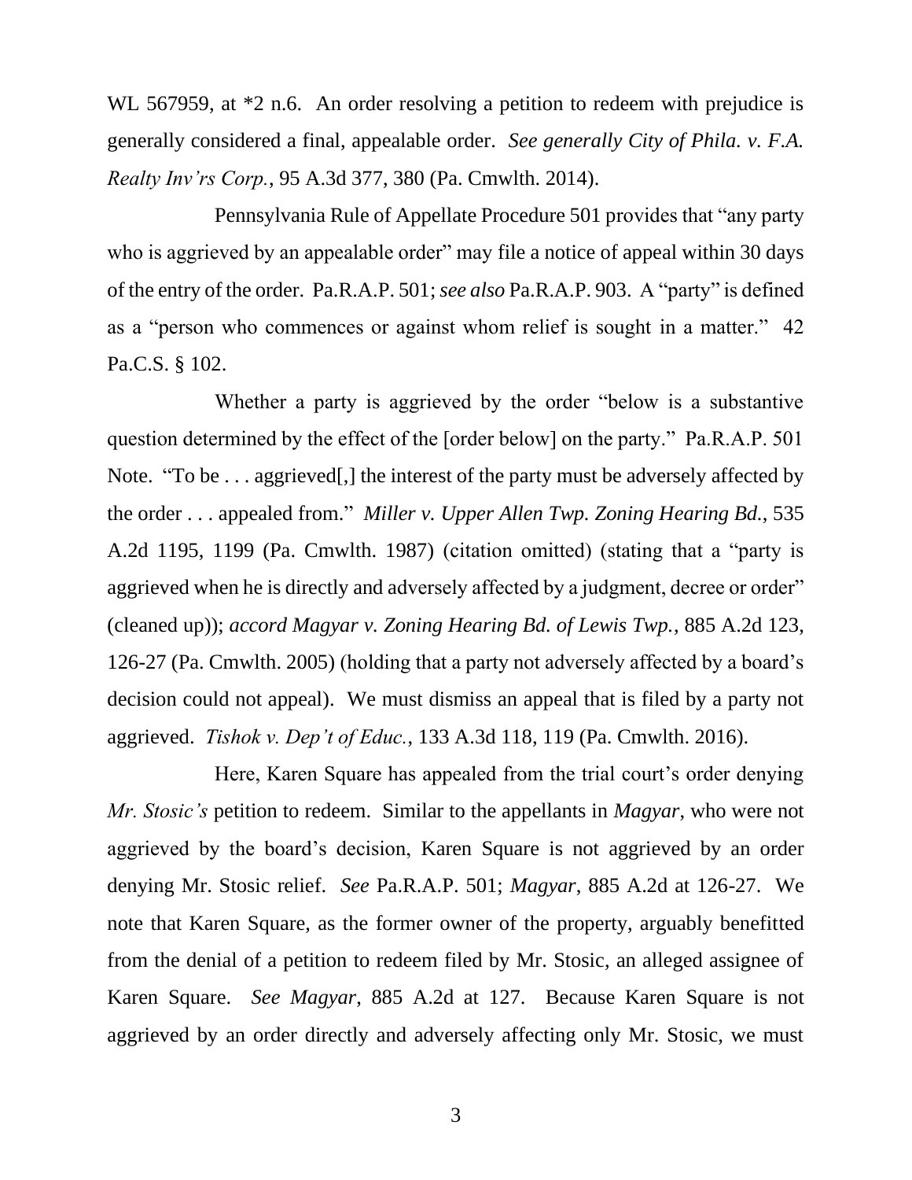WL 567959, at *2 n.6. An order resolving a petition to redeem with prejudice is generally considered a final, appealable order. *See generally City of Phila. v. F.A. Realty Inv'rs Corp.*, 95 A.3d 377, 380 (Pa. Cmwlth. 2014).

Pennsylvania Rule of Appellate Procedure 501 provides that "any party who is aggrieved by an appealable order" may file a notice of appeal within 30 days of the entry of the order. Pa.R.A.P. 501; *see also* Pa.R.A.P. 903. A "party" is defined as a "person who commences or against whom relief is sought in a matter." 42 Pa.C.S. § 102.

Whether a party is aggrieved by the order "below is a substantive question determined by the effect of the [order below] on the party." Pa.R.A.P. 501 Note. "To be . . . aggrieved[,] the interest of the party must be adversely affected by the order . . . appealed from." *Miller v. Upper Allen Twp. Zoning Hearing Bd.*, 535 A.2d 1195, 1199 (Pa. Cmwlth. 1987) (citation omitted) (stating that a "party is aggrieved when he is directly and adversely affected by a judgment, decree or order" (cleaned up)); *accord Magyar v. Zoning Hearing Bd. of Lewis Twp.*, 885 A.2d 123, 126-27 (Pa. Cmwlth. 2005) (holding that a party not adversely affected by a board's decision could not appeal). We must dismiss an appeal that is filed by a party not aggrieved. *Tishok v. Dep't of Educ.*, 133 A.3d 118, 119 (Pa. Cmwlth. 2016).

Here, Karen Square has appealed from the trial court's order denying *Mr. Stosic's* petition to redeem. Similar to the appellants in *Magyar*, who were not aggrieved by the board's decision, Karen Square is not aggrieved by an order denying Mr. Stosic relief. *See* Pa.R.A.P. 501; *Magyar*, 885 A.2d at 126-27. We note that Karen Square, as the former owner of the property, arguably benefitted from the denial of a petition to redeem filed by Mr. Stosic, an alleged assignee of Karen Square. *See Magyar*, 885 A.2d at 127. Because Karen Square is not aggrieved by an order directly and adversely affecting only Mr. Stosic, we must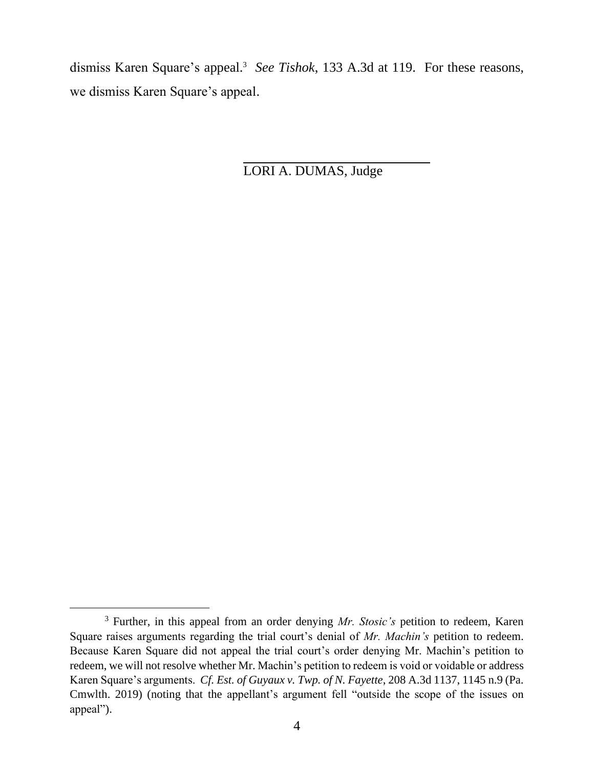dismiss Karen Square's appeal.[3] *See Tishok*, 133 A.3d at 119. For these reasons, we dismiss Karen Square's appeal.

LORI A. DUMAS, Judge

---

[3] Further, in this appeal from an order denying *Mr. Stosic's* petition to redeem, Karen Square raises arguments regarding the trial court's denial of *Mr. Machin's* petition to redeem. Because Karen Square did not appeal the trial court's order denying Mr. Machin's petition to redeem, we will not resolve whether Mr. Machin's petition to redeem is void or voidable or address Karen Square's arguments. *Cf. Est. of Guyaux v. Twp. of N. Fayette*, 208 A.3d 1137, 1145 n.9 (Pa. Cmwlth. 2019) (noting that the appellant's argument fell "outside the scope of the issues on appeal").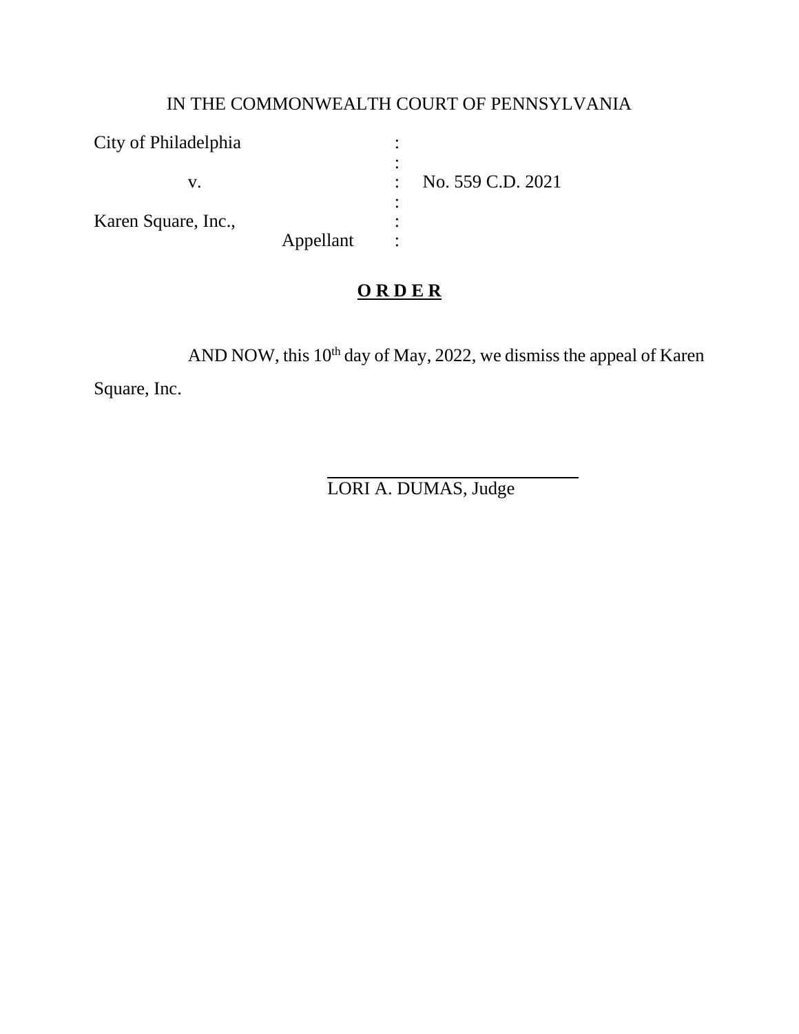IN THE COMMONWEALTH COURT OF PENNSYLVANIA

City of Philadelphia :
:
v. : No. 559 C.D. 2021
:
Karen Square, Inc., :
Appellant :

**O R D E R**

AND NOW, this 10th day of May, 2022, we dismiss the appeal of Karen Square, Inc.

LORI A. DUMAS, Judge